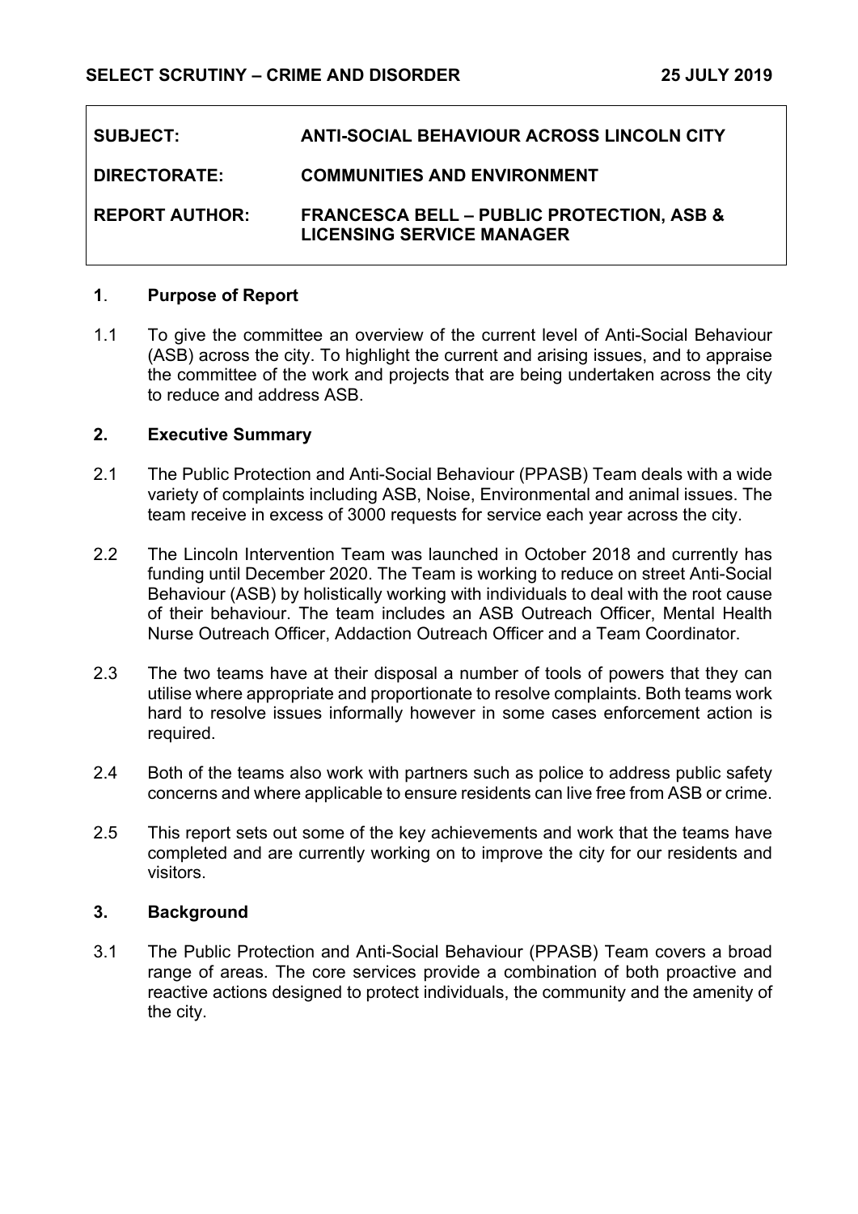**SELECT SCRUTINY – CRIME AND DISORDER** **25 JULY 2019**

| | |
|---|---|
| **SUBJECT:** | **ANTI-SOCIAL BEHAVIOUR ACROSS LINCOLN CITY** |
| **DIRECTORATE:** | **COMMUNITIES AND ENVIRONMENT** |
| **REPORT AUTHOR:** | **FRANCESCA BELL – PUBLIC PROTECTION, ASB & LICENSING SERVICE MANAGER** |

## 1. Purpose of Report

1.1 To give the committee an overview of the current level of Anti-Social Behaviour (ASB) across the city. To highlight the current and arising issues, and to appraise the committee of the work and projects that are being undertaken across the city to reduce and address ASB.

## 2. Executive Summary

2.1 The Public Protection and Anti-Social Behaviour (PPASB) Team deals with a wide variety of complaints including ASB, Noise, Environmental and animal issues. The team receive in excess of 3000 requests for service each year across the city.

2.2 The Lincoln Intervention Team was launched in October 2018 and currently has funding until December 2020. The Team is working to reduce on street Anti-Social Behaviour (ASB) by holistically working with individuals to deal with the root cause of their behaviour. The team includes an ASB Outreach Officer, Mental Health Nurse Outreach Officer, Addaction Outreach Officer and a Team Coordinator.

2.3 The two teams have at their disposal a number of tools of powers that they can utilise where appropriate and proportionate to resolve complaints. Both teams work hard to resolve issues informally however in some cases enforcement action is required.

2.4 Both of the teams also work with partners such as police to address public safety concerns and where applicable to ensure residents can live free from ASB or crime.

2.5 This report sets out some of the key achievements and work that the teams have completed and are currently working on to improve the city for our residents and visitors.

## 3. Background

3.1 The Public Protection and Anti-Social Behaviour (PPASB) Team covers a broad range of areas. The core services provide a combination of both proactive and reactive actions designed to protect individuals, the community and the amenity of the city.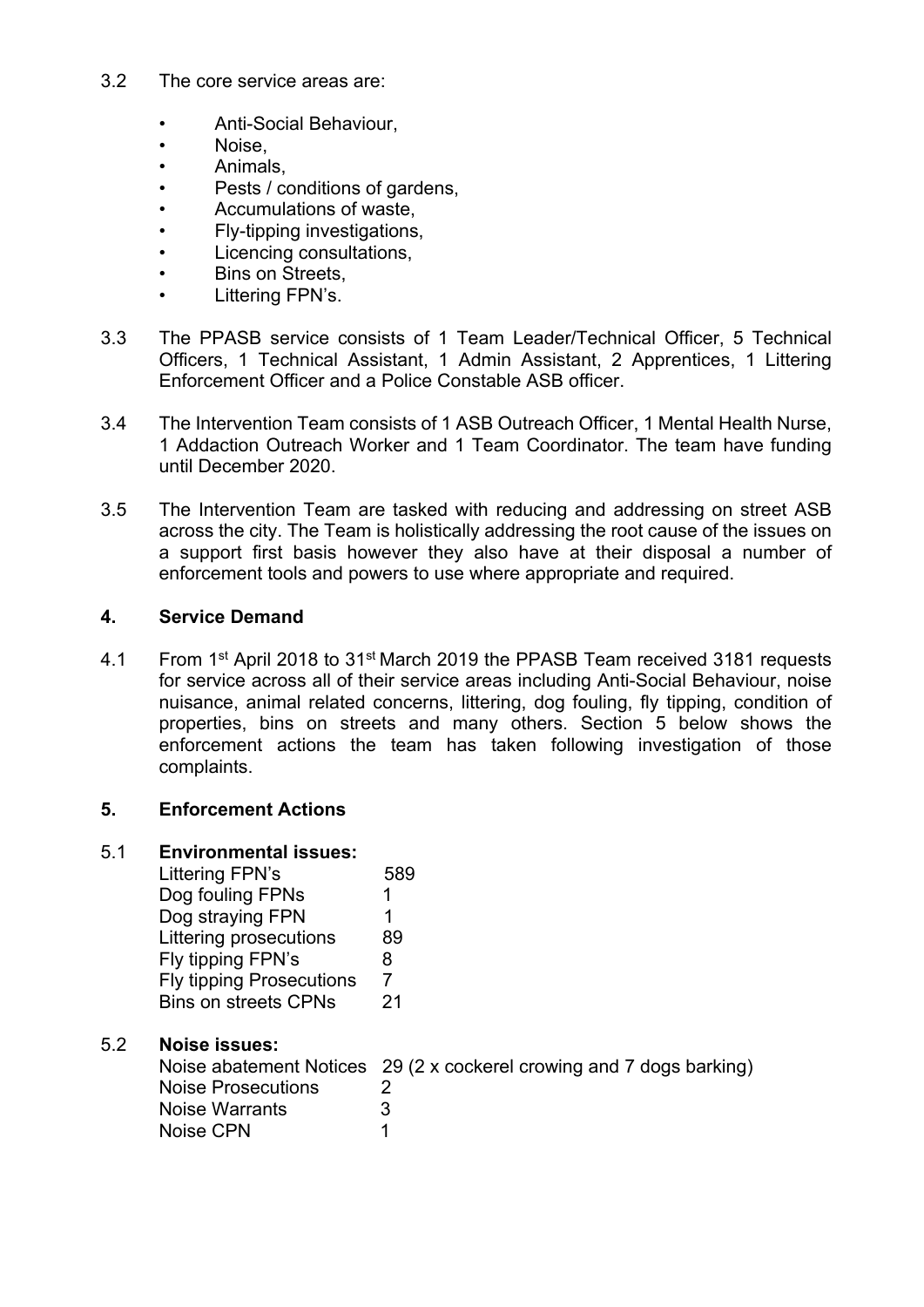3.2 The core service areas are:

- Anti-Social Behaviour,
- Noise,
- Animals,
- Pests / conditions of gardens,
- Accumulations of waste,
- Fly-tipping investigations,
- Licencing consultations,
- Bins on Streets,
- Littering FPN's.

3.3 The PPASB service consists of 1 Team Leader/Technical Officer, 5 Technical Officers, 1 Technical Assistant, 1 Admin Assistant, 2 Apprentices, 1 Littering Enforcement Officer and a Police Constable ASB officer.

3.4 The Intervention Team consists of 1 ASB Outreach Officer, 1 Mental Health Nurse, 1 Addaction Outreach Worker and 1 Team Coordinator. The team have funding until December 2020.

3.5 The Intervention Team are tasked with reducing and addressing on street ASB across the city. The Team is holistically addressing the root cause of the issues on a support first basis however they also have at their disposal a number of enforcement tools and powers to use where appropriate and required.

## 4. Service Demand

4.1 From 1st April 2018 to 31st March 2019 the PPASB Team received 3181 requests for service across all of their service areas including Anti-Social Behaviour, noise nuisance, animal related concerns, littering, dog fouling, fly tipping, condition of properties, bins on streets and many others. Section 5 below shows the enforcement actions the team has taken following investigation of those complaints.

## 5. Enforcement Actions

5.1 **Environmental issues:**

| | |
|---|---|
| Littering FPN's | 589 |
| Dog fouling FPNs | 1 |
| Dog straying FPN | 1 |
| Littering prosecutions | 89 |
| Fly tipping FPN's | 8 |
| Fly tipping Prosecutions | 7 |
| Bins on streets CPNs | 21 |

5.2 **Noise issues:**

| | |
|---|---|
| Noise abatement Notices | 29 (2 x cockerel crowing and 7 dogs barking) |
| Noise Prosecutions | 2 |
| Noise Warrants | 3 |
| Noise CPN | 1 |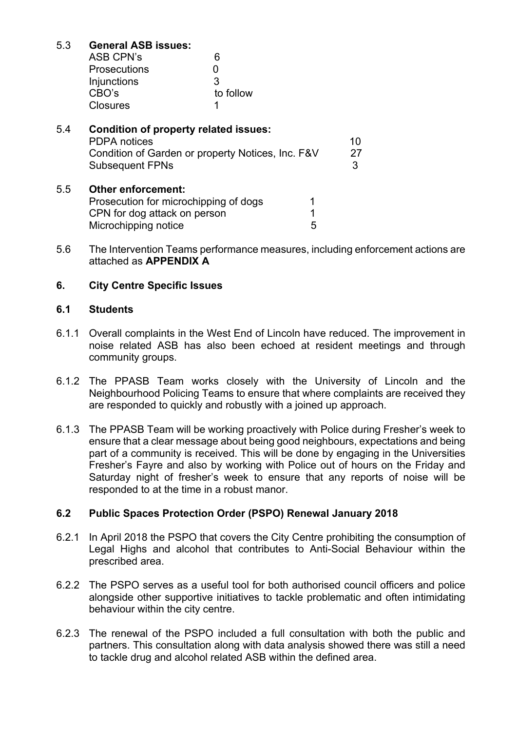### 5.3 General ASB issues:

| | |
|---|---|
| ASB CPN's | 6 |
| Prosecutions | 0 |
| Injunctions | 3 |
| CBO's | to follow |
| Closures | 1 |

### 5.4 Condition of property related issues:

| | |
|---|---|
| PDPA notices | 10 |
| Condition of Garden or property Notices, Inc. F&V | 27 |
| Subsequent FPNs | 3 |

### 5.5 Other enforcement:

| | |
|---|---|
| Prosecution for microchipping of dogs | 1 |
| CPN for dog attack on person | 1 |
| Microchipping notice | 5 |

5.6 The Intervention Teams performance measures, including enforcement actions are attached as **APPENDIX A**

## 6. City Centre Specific Issues

### 6.1 Students

6.1.1 Overall complaints in the West End of Lincoln have reduced. The improvement in noise related ASB has also been echoed at resident meetings and through community groups.

6.1.2 The PPASB Team works closely with the University of Lincoln and the Neighbourhood Policing Teams to ensure that where complaints are received they are responded to quickly and robustly with a joined up approach.

6.1.3 The PPASB Team will be working proactively with Police during Fresher's week to ensure that a clear message about being good neighbours, expectations and being part of a community is received. This will be done by engaging in the Universities Fresher's Fayre and also by working with Police out of hours on the Friday and Saturday night of fresher's week to ensure that any reports of noise will be responded to at the time in a robust manor.

### 6.2 Public Spaces Protection Order (PSPO) Renewal January 2018

6.2.1 In April 2018 the PSPO that covers the City Centre prohibiting the consumption of Legal Highs and alcohol that contributes to Anti-Social Behaviour within the prescribed area.

6.2.2 The PSPO serves as a useful tool for both authorised council officers and police alongside other supportive initiatives to tackle problematic and often intimidating behaviour within the city centre.

6.2.3 The renewal of the PSPO included a full consultation with both the public and partners. This consultation along with data analysis showed there was still a need to tackle drug and alcohol related ASB within the defined area.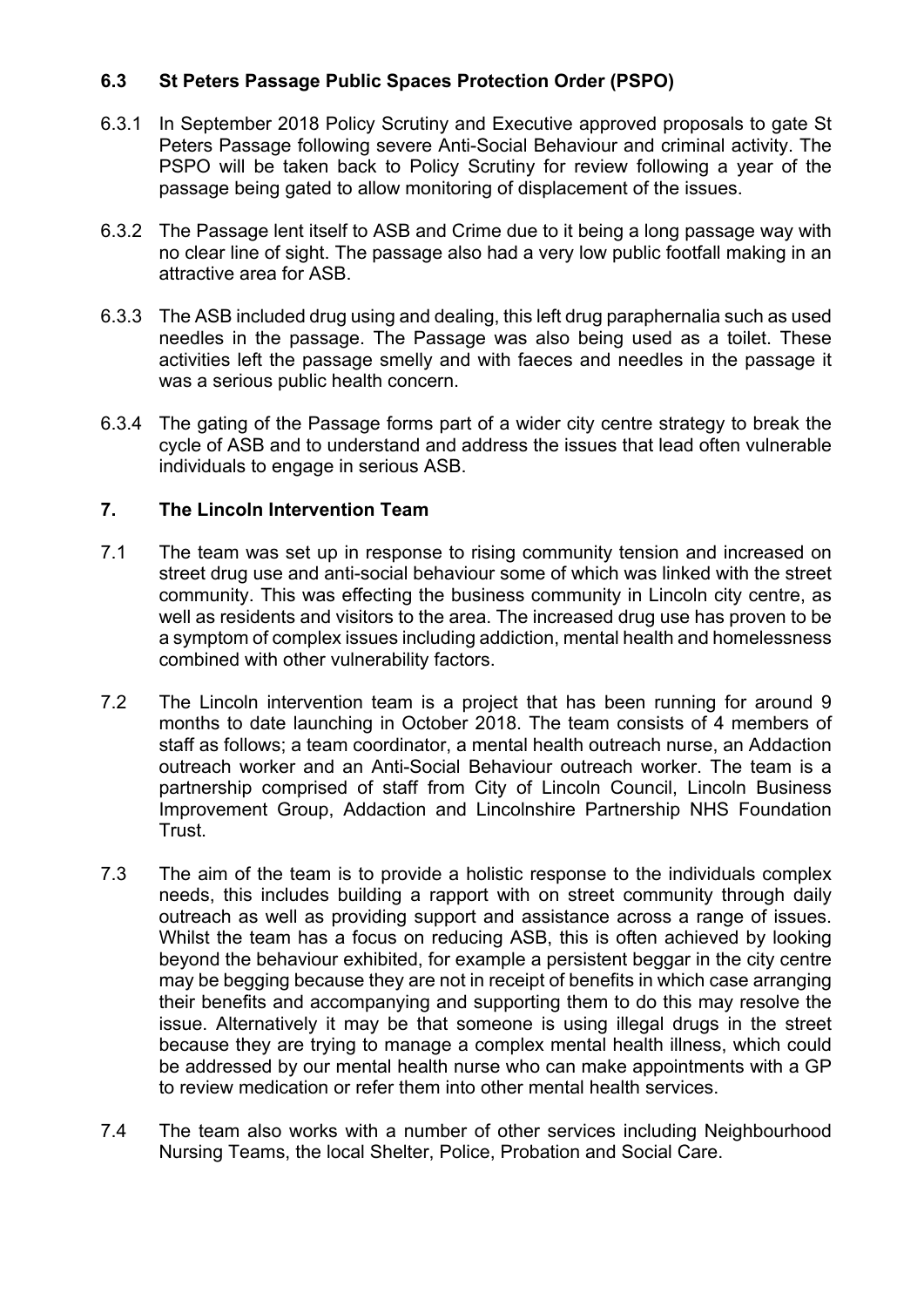### 6.3 St Peters Passage Public Spaces Protection Order (PSPO)

6.3.1 In September 2018 Policy Scrutiny and Executive approved proposals to gate St Peters Passage following severe Anti-Social Behaviour and criminal activity. The PSPO will be taken back to Policy Scrutiny for review following a year of the passage being gated to allow monitoring of displacement of the issues.

6.3.2 The Passage lent itself to ASB and Crime due to it being a long passage way with no clear line of sight. The passage also had a very low public footfall making in an attractive area for ASB.

6.3.3 The ASB included drug using and dealing, this left drug paraphernalia such as used needles in the passage. The Passage was also being used as a toilet. These activities left the passage smelly and with faeces and needles in the passage it was a serious public health concern.

6.3.4 The gating of the Passage forms part of a wider city centre strategy to break the cycle of ASB and to understand and address the issues that lead often vulnerable individuals to engage in serious ASB.

## 7. The Lincoln Intervention Team

7.1 The team was set up in response to rising community tension and increased on street drug use and anti-social behaviour some of which was linked with the street community. This was effecting the business community in Lincoln city centre, as well as residents and visitors to the area. The increased drug use has proven to be a symptom of complex issues including addiction, mental health and homelessness combined with other vulnerability factors.

7.2 The Lincoln intervention team is a project that has been running for around 9 months to date launching in October 2018. The team consists of 4 members of staff as follows; a team coordinator, a mental health outreach nurse, an Addaction outreach worker and an Anti-Social Behaviour outreach worker. The team is a partnership comprised of staff from City of Lincoln Council, Lincoln Business Improvement Group, Addaction and Lincolnshire Partnership NHS Foundation Trust.

7.3 The aim of the team is to provide a holistic response to the individuals complex needs, this includes building a rapport with on street community through daily outreach as well as providing support and assistance across a range of issues. Whilst the team has a focus on reducing ASB, this is often achieved by looking beyond the behaviour exhibited, for example a persistent beggar in the city centre may be begging because they are not in receipt of benefits in which case arranging their benefits and accompanying and supporting them to do this may resolve the issue. Alternatively it may be that someone is using illegal drugs in the street because they are trying to manage a complex mental health illness, which could be addressed by our mental health nurse who can make appointments with a GP to review medication or refer them into other mental health services.

7.4 The team also works with a number of other services including Neighbourhood Nursing Teams, the local Shelter, Police, Probation and Social Care.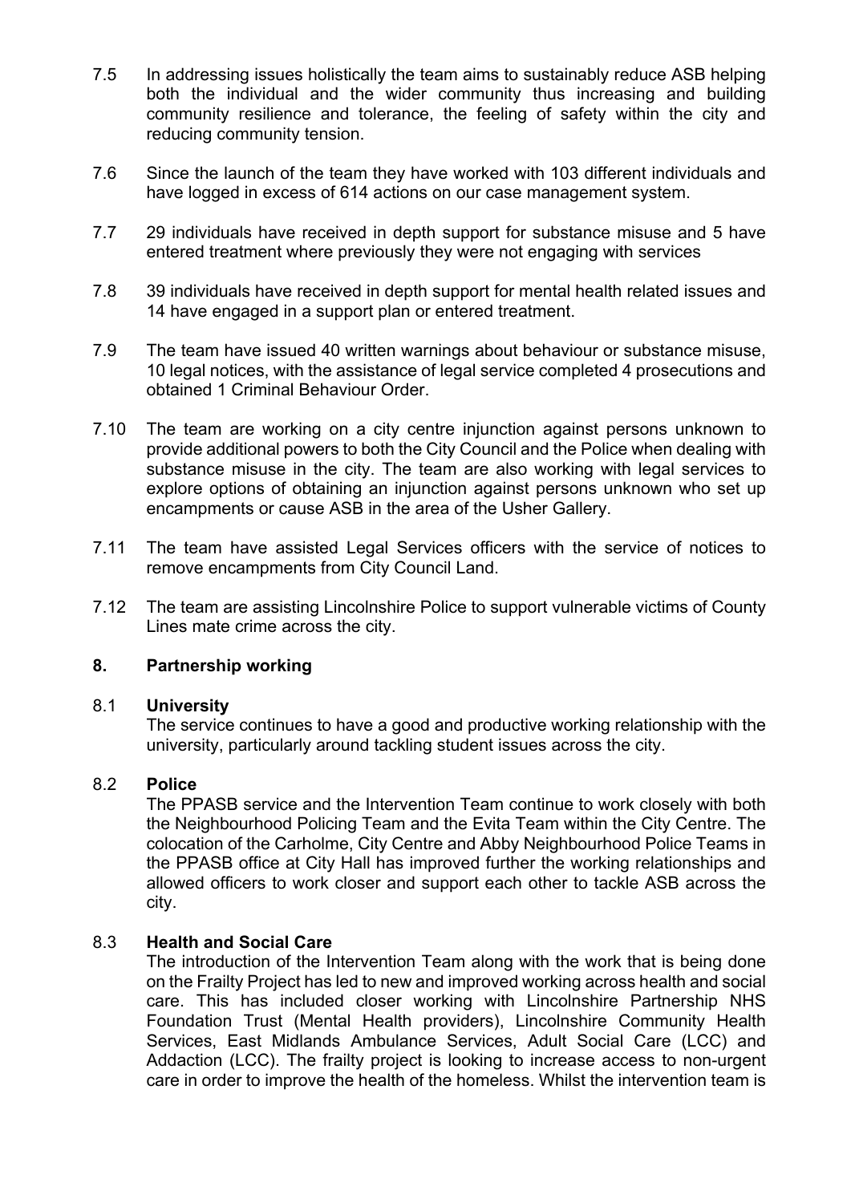7.5 In addressing issues holistically the team aims to sustainably reduce ASB helping both the individual and the wider community thus increasing and building community resilience and tolerance, the feeling of safety within the city and reducing community tension.

7.6 Since the launch of the team they have worked with 103 different individuals and have logged in excess of 614 actions on our case management system.

7.7 29 individuals have received in depth support for substance misuse and 5 have entered treatment where previously they were not engaging with services

7.8 39 individuals have received in depth support for mental health related issues and 14 have engaged in a support plan or entered treatment.

7.9 The team have issued 40 written warnings about behaviour or substance misuse, 10 legal notices, with the assistance of legal service completed 4 prosecutions and obtained 1 Criminal Behaviour Order.

7.10 The team are working on a city centre injunction against persons unknown to provide additional powers to both the City Council and the Police when dealing with substance misuse in the city. The team are also working with legal services to explore options of obtaining an injunction against persons unknown who set up encampments or cause ASB in the area of the Usher Gallery.

7.11 The team have assisted Legal Services officers with the service of notices to remove encampments from City Council Land.

7.12 The team are assisting Lincolnshire Police to support vulnerable victims of County Lines mate crime across the city.

## 8. Partnership working

### 8.1 University

The service continues to have a good and productive working relationship with the university, particularly around tackling student issues across the city.

### 8.2 Police

The PPASB service and the Intervention Team continue to work closely with both the Neighbourhood Policing Team and the Evita Team within the City Centre. The colocation of the Carholme, City Centre and Abby Neighbourhood Police Teams in the PPASB office at City Hall has improved further the working relationships and allowed officers to work closer and support each other to tackle ASB across the city.

### 8.3 Health and Social Care

The introduction of the Intervention Team along with the work that is being done on the Frailty Project has led to new and improved working across health and social care. This has included closer working with Lincolnshire Partnership NHS Foundation Trust (Mental Health providers), Lincolnshire Community Health Services, East Midlands Ambulance Services, Adult Social Care (LCC) and Addaction (LCC). The frailty project is looking to increase access to non-urgent care in order to improve the health of the homeless. Whilst the intervention team is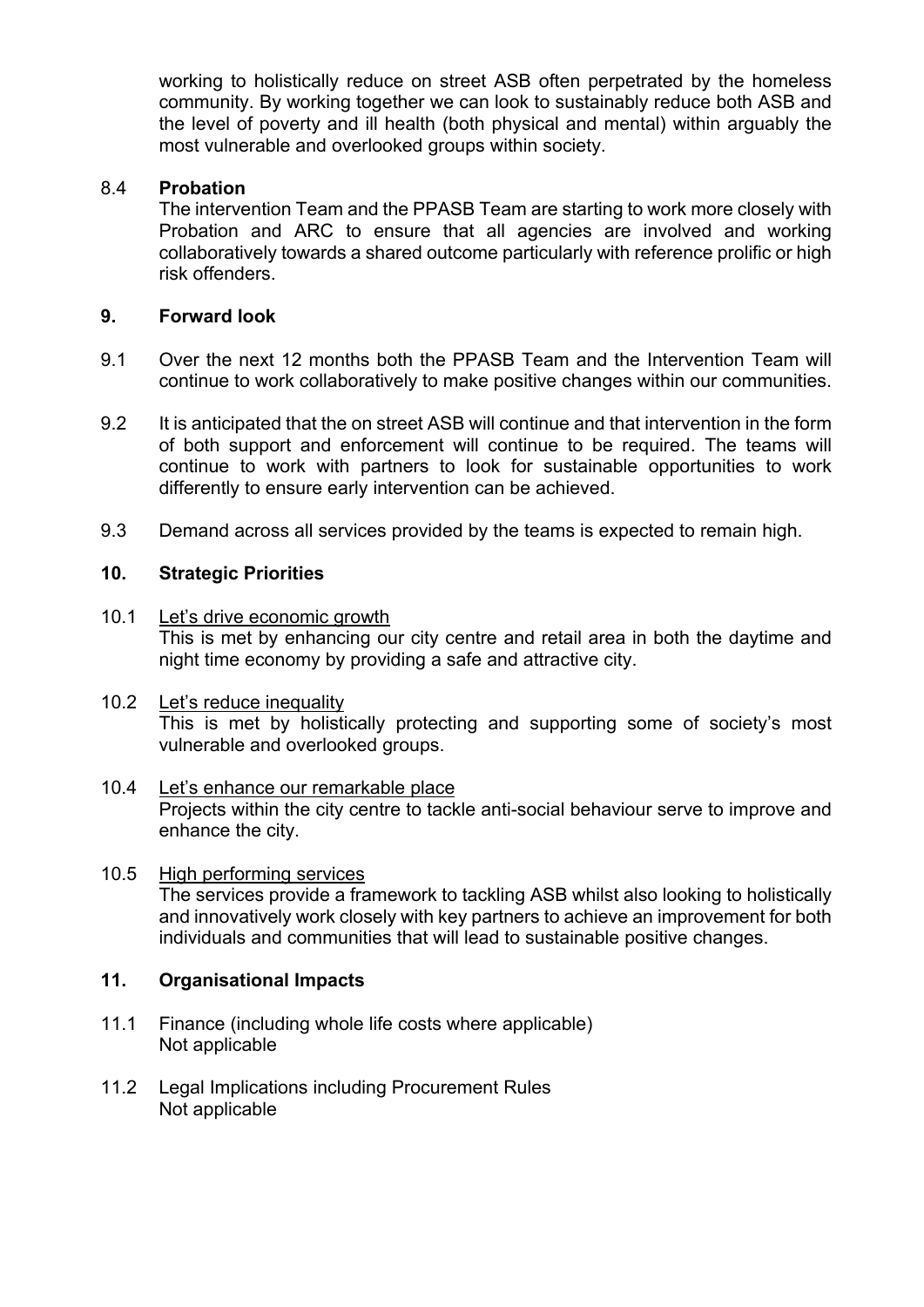working to holistically reduce on street ASB often perpetrated by the homeless community. By working together we can look to sustainably reduce both ASB and the level of poverty and ill health (both physical and mental) within arguably the most vulnerable and overlooked groups within society.

8.4 **Probation**

The intervention Team and the PPASB Team are starting to work more closely with Probation and ARC to ensure that all agencies are involved and working collaboratively towards a shared outcome particularly with reference prolific or high risk offenders.

## 9. Forward look

9.1 Over the next 12 months both the PPASB Team and the Intervention Team will continue to work collaboratively to make positive changes within our communities.

9.2 It is anticipated that the on street ASB will continue and that intervention in the form of both support and enforcement will continue to be required. The teams will continue to work with partners to look for sustainable opportunities to work differently to ensure early intervention can be achieved.

9.3 Demand across all services provided by the teams is expected to remain high.

## 10. Strategic Priorities

10.1 Let's drive economic growth

This is met by enhancing our city centre and retail area in both the daytime and night time economy by providing a safe and attractive city.

10.2 Let's reduce inequality

This is met by holistically protecting and supporting some of society's most vulnerable and overlooked groups.

10.4 Let's enhance our remarkable place

Projects within the city centre to tackle anti-social behaviour serve to improve and enhance the city.

10.5 High performing services

The services provide a framework to tackling ASB whilst also looking to holistically and innovatively work closely with key partners to achieve an improvement for both individuals and communities that will lead to sustainable positive changes.

## 11. Organisational Impacts

11.1 Finance (including whole life costs where applicable)

Not applicable

11.2 Legal Implications including Procurement Rules

Not applicable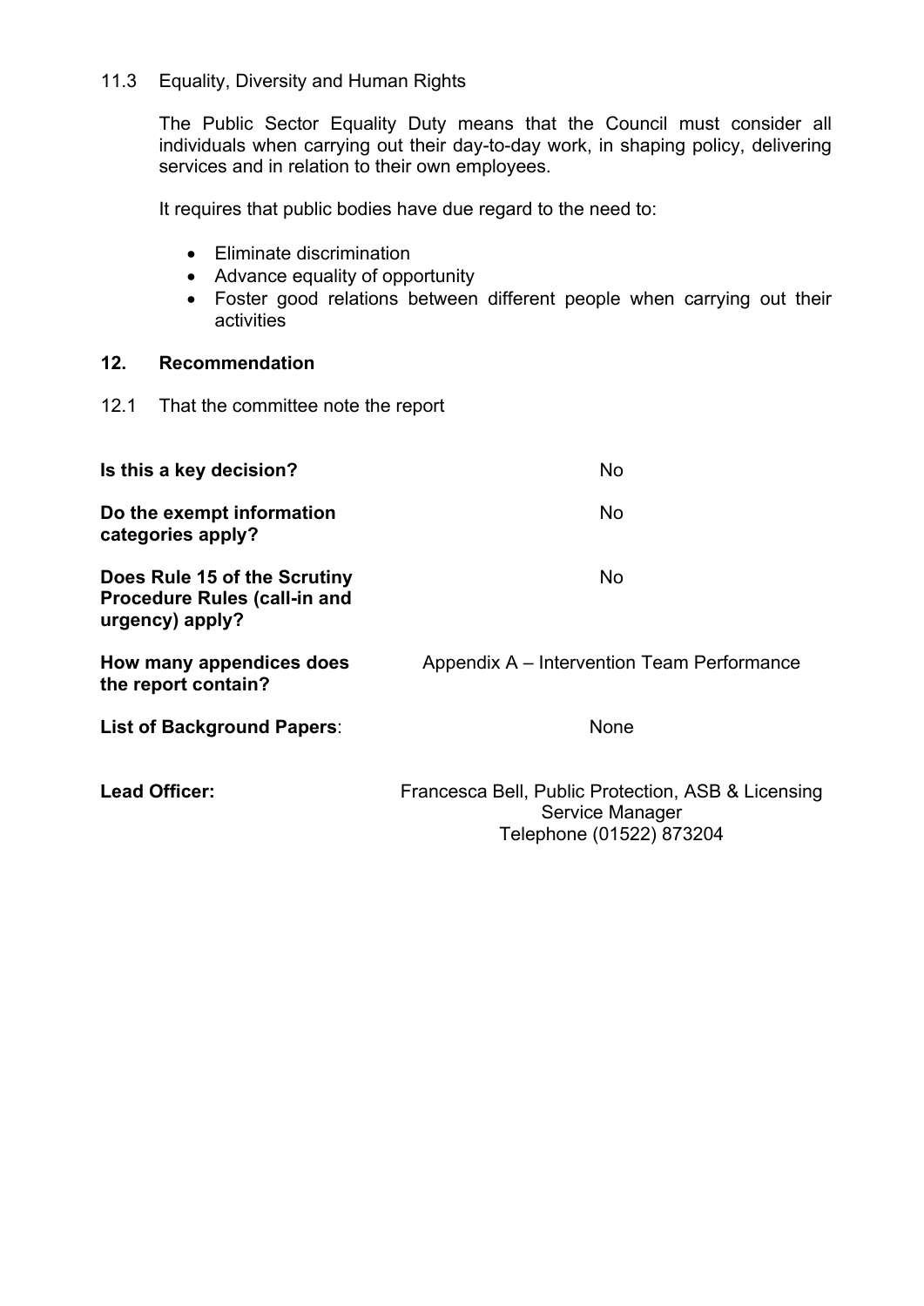11.3 Equality, Diversity and Human Rights

The Public Sector Equality Duty means that the Council must consider all individuals when carrying out their day-to-day work, in shaping policy, delivering services and in relation to their own employees.

It requires that public bodies have due regard to the need to:

- Eliminate discrimination
- Advance equality of opportunity
- Foster good relations between different people when carrying out their activities

## 12. Recommendation

12.1 That the committee note the report

| | |
|---|---|
| **Is this a key decision?** | No |
| **Do the exempt information categories apply?** | No |
| **Does Rule 15 of the Scrutiny Procedure Rules (call-in and urgency) apply?** | No |
| **How many appendices does the report contain?** | Appendix A – Intervention Team Performance |
| **List of Background Papers**: | None |
| **Lead Officer:** | Francesca Bell, Public Protection, ASB & Licensing Service Manager<br>Telephone (01522) 873204 |